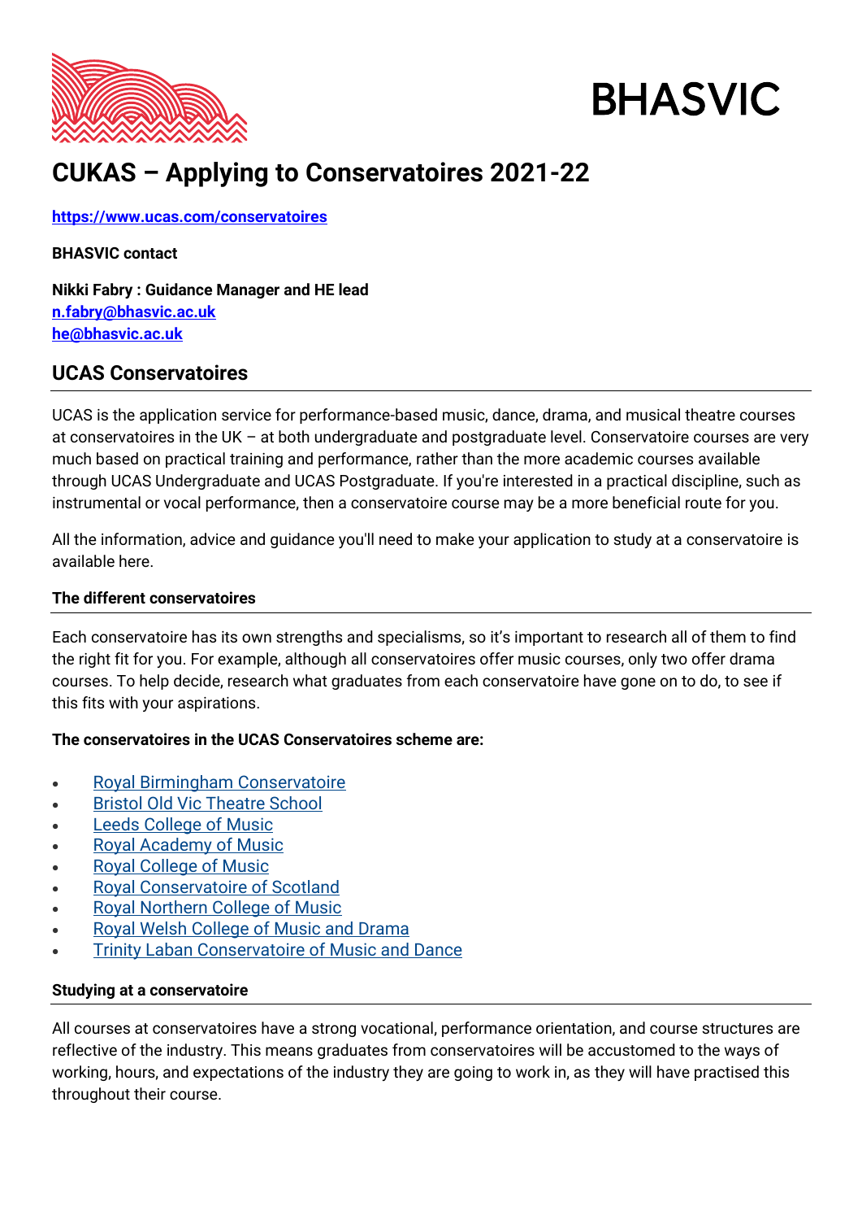# CUKAS – Applying to Conservatoires 2021-22

**https://www.ucas.com/conservatoires**

**BHASVIC contact**

**Nikki Fabry : Guidance Manager and HE lead**
**n.fabry@bhasvic.ac.uk**
**he@bhasvic.ac.uk**

## UCAS Conservatoires

UCAS is the application service for performance-based music, dance, drama, and musical theatre courses at conservatoires in the UK – at both undergraduate and postgraduate level. Conservatoire courses are very much based on practical training and performance, rather than the more academic courses available through UCAS Undergraduate and UCAS Postgraduate. If you're interested in a practical discipline, such as instrumental or vocal performance, then a conservatoire course may be a more beneficial route for you.

All the information, advice and guidance you'll need to make your application to study at a conservatoire is available here.

### The different conservatoires

Each conservatoire has its own strengths and specialisms, so it's important to research all of them to find the right fit for you. For example, although all conservatoires offer music courses, only two offer drama courses. To help decide, research what graduates from each conservatoire have gone on to do, to see if this fits with your aspirations.

**The conservatoires in the UCAS Conservatoires scheme are:**

- Royal Birmingham Conservatoire
- Bristol Old Vic Theatre School
- Leeds College of Music
- Royal Academy of Music
- Royal College of Music
- Royal Conservatoire of Scotland
- Royal Northern College of Music
- Royal Welsh College of Music and Drama
- Trinity Laban Conservatoire of Music and Dance

### Studying at a conservatoire

All courses at conservatoires have a strong vocational, performance orientation, and course structures are reflective of the industry. This means graduates from conservatoires will be accustomed to the ways of working, hours, and expectations of the industry they are going to work in, as they will have practised this throughout their course.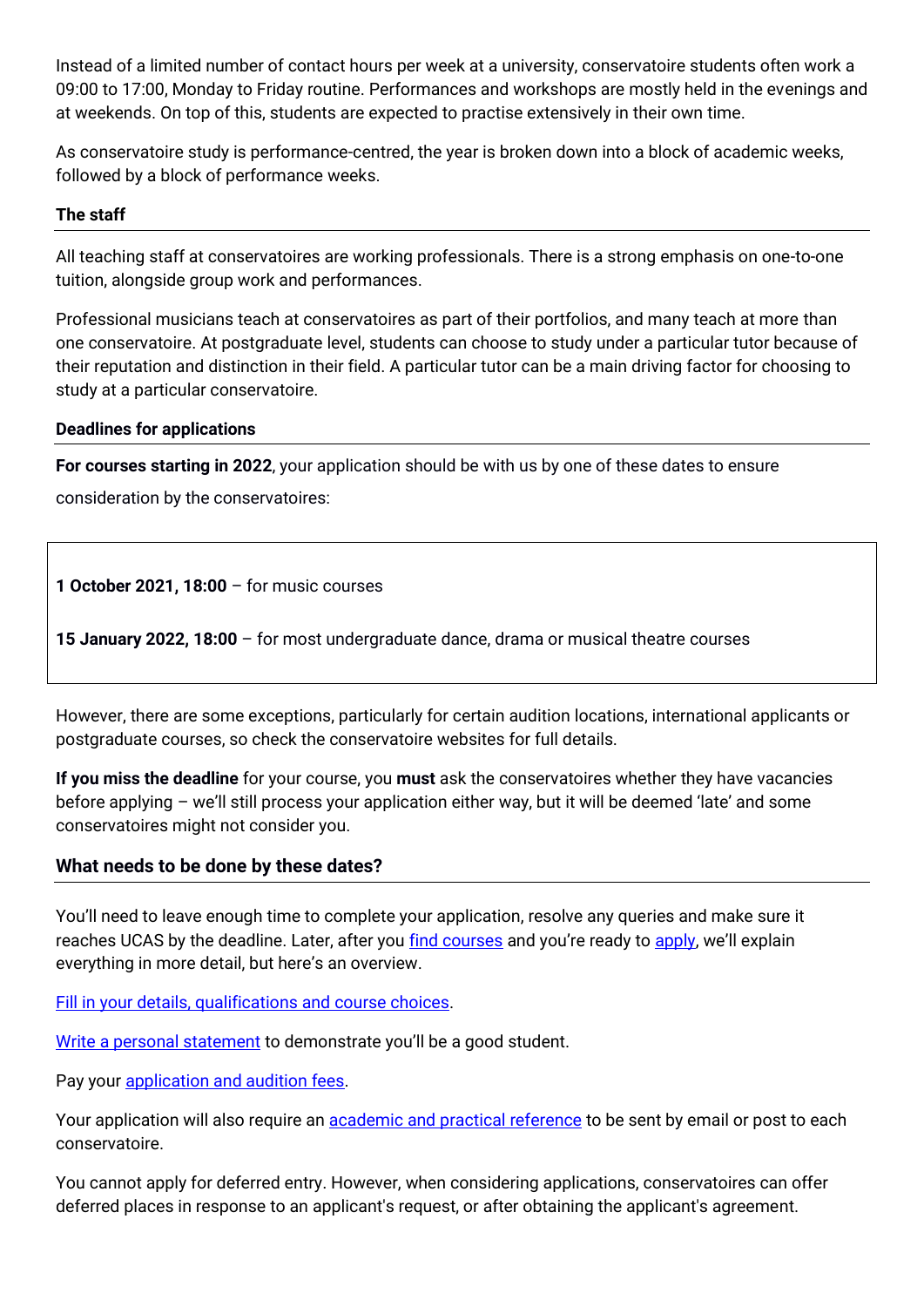Instead of a limited number of contact hours per week at a university, conservatoire students often work a 09:00 to 17:00, Monday to Friday routine. Performances and workshops are mostly held in the evenings and at weekends. On top of this, students are expected to practise extensively in their own time.

As conservatoire study is performance-centred, the year is broken down into a block of academic weeks, followed by a block of performance weeks.

#### The staff

All teaching staff at conservatoires are working professionals. There is a strong emphasis on one-to-one tuition, alongside group work and performances.

Professional musicians teach at conservatoires as part of their portfolios, and many teach at more than one conservatoire. At postgraduate level, students can choose to study under a particular tutor because of their reputation and distinction in their field. A particular tutor can be a main driving factor for choosing to study at a particular conservatoire.

#### Deadlines for applications

**For courses starting in 2022**, your application should be with us by one of these dates to ensure consideration by the conservatoires:

**1 October 2021, 18:00** – for music courses

**15 January 2022, 18:00** – for most undergraduate dance, drama or musical theatre courses

However, there are some exceptions, particularly for certain audition locations, international applicants or postgraduate courses, so check the conservatoire websites for full details.

**If you miss the deadline** for your course, you **must** ask the conservatoires whether they have vacancies before applying – we'll still process your application either way, but it will be deemed 'late' and some conservatoires might not consider you.

### What needs to be done by these dates?

You'll need to leave enough time to complete your application, resolve any queries and make sure it reaches UCAS by the deadline. Later, after you find courses and you're ready to apply, we'll explain everything in more detail, but here's an overview.

Fill in your details, qualifications and course choices.

Write a personal statement to demonstrate you'll be a good student.

Pay your application and audition fees.

Your application will also require an academic and practical reference to be sent by email or post to each conservatoire.

You cannot apply for deferred entry. However, when considering applications, conservatoires can offer deferred places in response to an applicant's request, or after obtaining the applicant's agreement.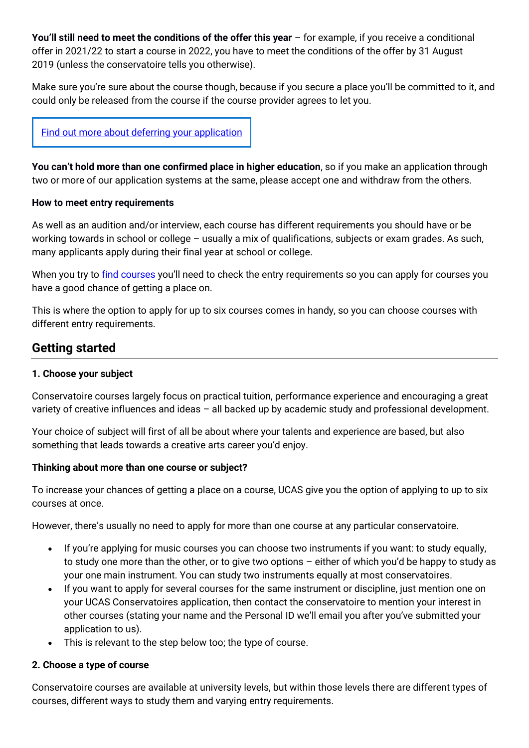**You'll still need to meet the conditions of the offer this year** – for example, if you receive a conditional offer in 2021/22 to start a course in 2022, you have to meet the conditions of the offer by 31 August 2019 (unless the conservatoire tells you otherwise).

Make sure you're sure about the course though, because if you secure a place you'll be committed to it, and could only be released from the course if the course provider agrees to let you.

[Find out more about deferring your application]

**You can't hold more than one confirmed place in higher education**, so if you make an application through two or more of our application systems at the same, please accept one and withdraw from the others.

**How to meet entry requirements**

As well as an audition and/or interview, each course has different requirements you should have or be working towards in school or college – usually a mix of qualifications, subjects or exam grades. As such, many applicants apply during their final year at school or college.

When you try to find courses you'll need to check the entry requirements so you can apply for courses you have a good chance of getting a place on.

This is where the option to apply for up to six courses comes in handy, so you can choose courses with different entry requirements.

## Getting started

**1. Choose your subject**

Conservatoire courses largely focus on practical tuition, performance experience and encouraging a great variety of creative influences and ideas – all backed up by academic study and professional development.

Your choice of subject will first of all be about where your talents and experience are based, but also something that leads towards a creative arts career you'd enjoy.

**Thinking about more than one course or subject?**

To increase your chances of getting a place on a course, UCAS give you the option of applying to up to six courses at once.

However, there's usually no need to apply for more than one course at any particular conservatoire.

- If you're applying for music courses you can choose two instruments if you want: to study equally, to study one more than the other, or to give two options – either of which you'd be happy to study as your one main instrument. You can study two instruments equally at most conservatoires.
- If you want to apply for several courses for the same instrument or discipline, just mention one on your UCAS Conservatoires application, then contact the conservatoire to mention your interest in other courses (stating your name and the Personal ID we'll email you after you've submitted your application to us).
- This is relevant to the step below too; the type of course.

**2. Choose a type of course**

Conservatoire courses are available at university levels, but within those levels there are different types of courses, different ways to study them and varying entry requirements.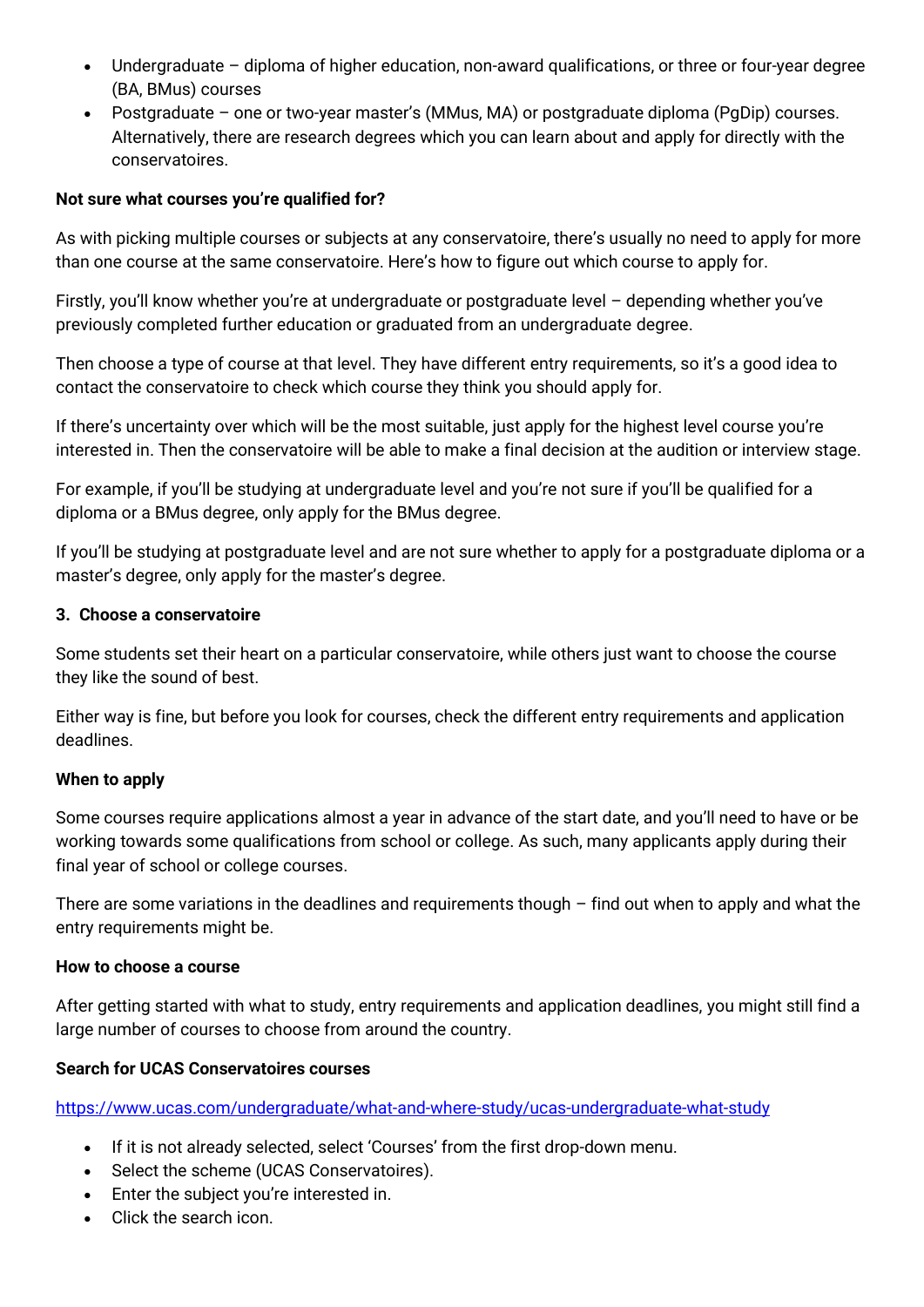- Undergraduate – diploma of higher education, non-award qualifications, or three or four-year degree (BA, BMus) courses
- Postgraduate – one or two-year master's (MMus, MA) or postgraduate diploma (PgDip) courses. Alternatively, there are research degrees which you can learn about and apply for directly with the conservatoires.

**Not sure what courses you're qualified for?**

As with picking multiple courses or subjects at any conservatoire, there's usually no need to apply for more than one course at the same conservatoire. Here's how to figure out which course to apply for.

Firstly, you'll know whether you're at undergraduate or postgraduate level – depending whether you've previously completed further education or graduated from an undergraduate degree.

Then choose a type of course at that level. They have different entry requirements, so it's a good idea to contact the conservatoire to check which course they think you should apply for.

If there's uncertainty over which will be the most suitable, just apply for the highest level course you're interested in. Then the conservatoire will be able to make a final decision at the audition or interview stage.

For example, if you'll be studying at undergraduate level and you're not sure if you'll be qualified for a diploma or a BMus degree, only apply for the BMus degree.

If you'll be studying at postgraduate level and are not sure whether to apply for a postgraduate diploma or a master's degree, only apply for the master's degree.

**3. Choose a conservatoire**

Some students set their heart on a particular conservatoire, while others just want to choose the course they like the sound of best.

Either way is fine, but before you look for courses, check the different entry requirements and application deadlines.

**When to apply**

Some courses require applications almost a year in advance of the start date, and you'll need to have or be working towards some qualifications from school or college. As such, many applicants apply during their final year of school or college courses.

There are some variations in the deadlines and requirements though – find out when to apply and what the entry requirements might be.

**How to choose a course**

After getting started with what to study, entry requirements and application deadlines, you might still find a large number of courses to choose from around the country.

**Search for UCAS Conservatoires courses**

https://www.ucas.com/undergraduate/what-and-where-study/ucas-undergraduate-what-study

- If it is not already selected, select 'Courses' from the first drop-down menu.
- Select the scheme (UCAS Conservatoires).
- Enter the subject you're interested in.
- Click the search icon.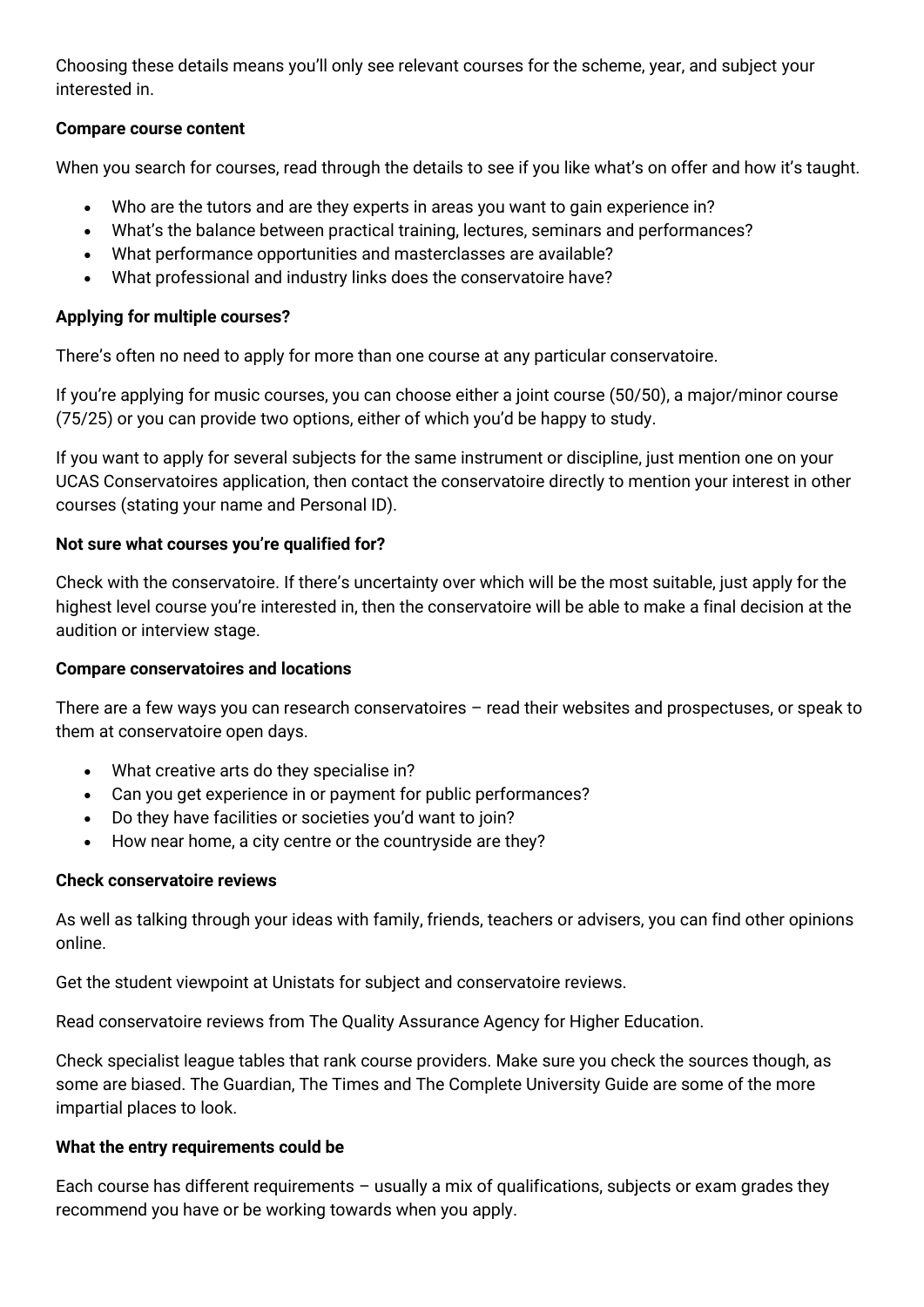Choosing these details means you'll only see relevant courses for the scheme, year, and subject your interested in.

**Compare course content**

When you search for courses, read through the details to see if you like what's on offer and how it's taught.

- Who are the tutors and are they experts in areas you want to gain experience in?
- What's the balance between practical training, lectures, seminars and performances?
- What performance opportunities and masterclasses are available?
- What professional and industry links does the conservatoire have?

**Applying for multiple courses?**

There's often no need to apply for more than one course at any particular conservatoire.

If you're applying for music courses, you can choose either a joint course (50/50), a major/minor course (75/25) or you can provide two options, either of which you'd be happy to study.

If you want to apply for several subjects for the same instrument or discipline, just mention one on your UCAS Conservatoires application, then contact the conservatoire directly to mention your interest in other courses (stating your name and Personal ID).

**Not sure what courses you're qualified for?**

Check with the conservatoire. If there's uncertainty over which will be the most suitable, just apply for the highest level course you're interested in, then the conservatoire will be able to make a final decision at the audition or interview stage.

**Compare conservatoires and locations**

There are a few ways you can research conservatoires – read their websites and prospectuses, or speak to them at conservatoire open days.

- What creative arts do they specialise in?
- Can you get experience in or payment for public performances?
- Do they have facilities or societies you'd want to join?
- How near home, a city centre or the countryside are they?

**Check conservatoire reviews**

As well as talking through your ideas with family, friends, teachers or advisers, you can find other opinions online.

Get the student viewpoint at Unistats for subject and conservatoire reviews.

Read conservatoire reviews from The Quality Assurance Agency for Higher Education.

Check specialist league tables that rank course providers. Make sure you check the sources though, as some are biased. The Guardian, The Times and The Complete University Guide are some of the more impartial places to look.

**What the entry requirements could be**

Each course has different requirements – usually a mix of qualifications, subjects or exam grades they recommend you have or be working towards when you apply.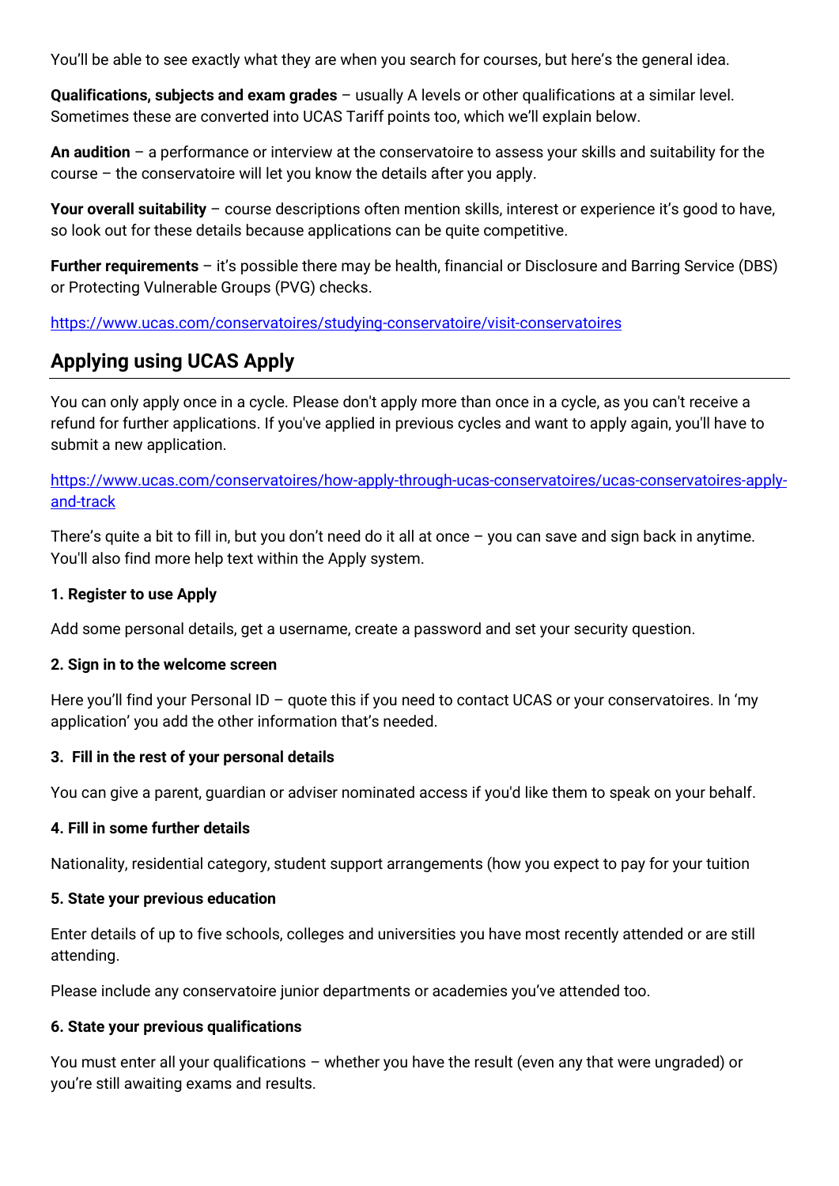You'll be able to see exactly what they are when you search for courses, but here's the general idea.

**Qualifications, subjects and exam grades** – usually A levels or other qualifications at a similar level. Sometimes these are converted into UCAS Tariff points too, which we'll explain below.

**An audition** – a performance or interview at the conservatoire to assess your skills and suitability for the course – the conservatoire will let you know the details after you apply.

**Your overall suitability** – course descriptions often mention skills, interest or experience it's good to have, so look out for these details because applications can be quite competitive.

**Further requirements** – it's possible there may be health, financial or Disclosure and Barring Service (DBS) or Protecting Vulnerable Groups (PVG) checks.

https://www.ucas.com/conservatoires/studying-conservatoire/visit-conservatoires

## Applying using UCAS Apply

You can only apply once in a cycle. Please don't apply more than once in a cycle, as you can't receive a refund for further applications. If you've applied in previous cycles and want to apply again, you'll have to submit a new application.

https://www.ucas.com/conservatoires/how-apply-through-ucas-conservatoires/ucas-conservatoires-apply-and-track

There's quite a bit to fill in, but you don't need do it all at once – you can save and sign back in anytime. You'll also find more help text within the Apply system.

**1. Register to use Apply**

Add some personal details, get a username, create a password and set your security question.

**2. Sign in to the welcome screen**

Here you'll find your Personal ID – quote this if you need to contact UCAS or your conservatoires. In 'my application' you add the other information that's needed.

**3. Fill in the rest of your personal details**

You can give a parent, guardian or adviser nominated access if you'd like them to speak on your behalf.

**4. Fill in some further details**

Nationality, residential category, student support arrangements (how you expect to pay for your tuition

**5. State your previous education**

Enter details of up to five schools, colleges and universities you have most recently attended or are still attending.

Please include any conservatoire junior departments or academies you've attended too.

**6. State your previous qualifications**

You must enter all your qualifications – whether you have the result (even any that were ungraded) or you're still awaiting exams and results.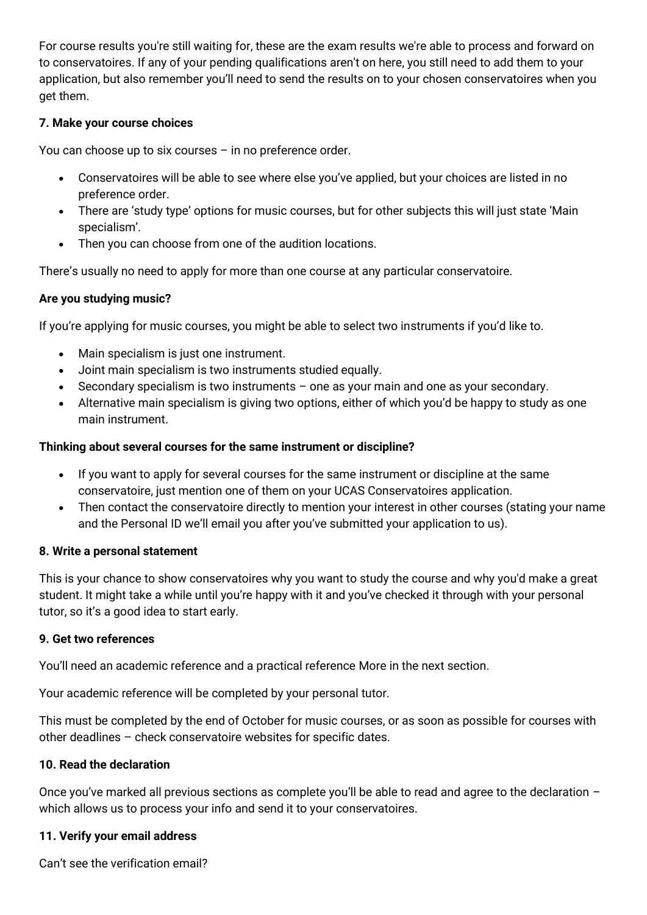For course results you're still waiting for, these are the exam results we're able to process and forward on to conservatoires. If any of your pending qualifications aren't on here, you still need to add them to your application, but also remember you'll need to send the results on to your chosen conservatoires when you get them.

**7. Make your course choices**

You can choose up to six courses – in no preference order.

- Conservatoires will be able to see where else you've applied, but your choices are listed in no preference order.
- There are 'study type' options for music courses, but for other subjects this will just state 'Main specialism'.
- Then you can choose from one of the audition locations.

There's usually no need to apply for more than one course at any particular conservatoire.

**Are you studying music?**

If you're applying for music courses, you might be able to select two instruments if you'd like to.

- Main specialism is just one instrument.
- Joint main specialism is two instruments studied equally.
- Secondary specialism is two instruments – one as your main and one as your secondary.
- Alternative main specialism is giving two options, either of which you'd be happy to study as one main instrument.

**Thinking about several courses for the same instrument or discipline?**

- If you want to apply for several courses for the same instrument or discipline at the same conservatoire, just mention one of them on your UCAS Conservatoires application.
- Then contact the conservatoire directly to mention your interest in other courses (stating your name and the Personal ID we'll email you after you've submitted your application to us).

**8. Write a personal statement**

This is your chance to show conservatoires why you want to study the course and why you'd make a great student. It might take a while until you're happy with it and you've checked it through with your personal tutor, so it's a good idea to start early.

**9. Get two references**

You'll need an academic reference and a practical reference More in the next section.

Your academic reference will be completed by your personal tutor.

This must be completed by the end of October for music courses, or as soon as possible for courses with other deadlines – check conservatoire websites for specific dates.

**10. Read the declaration**

Once you've marked all previous sections as complete you'll be able to read and agree to the declaration – which allows us to process your info and send it to your conservatoires.

**11. Verify your email address**

Can't see the verification email?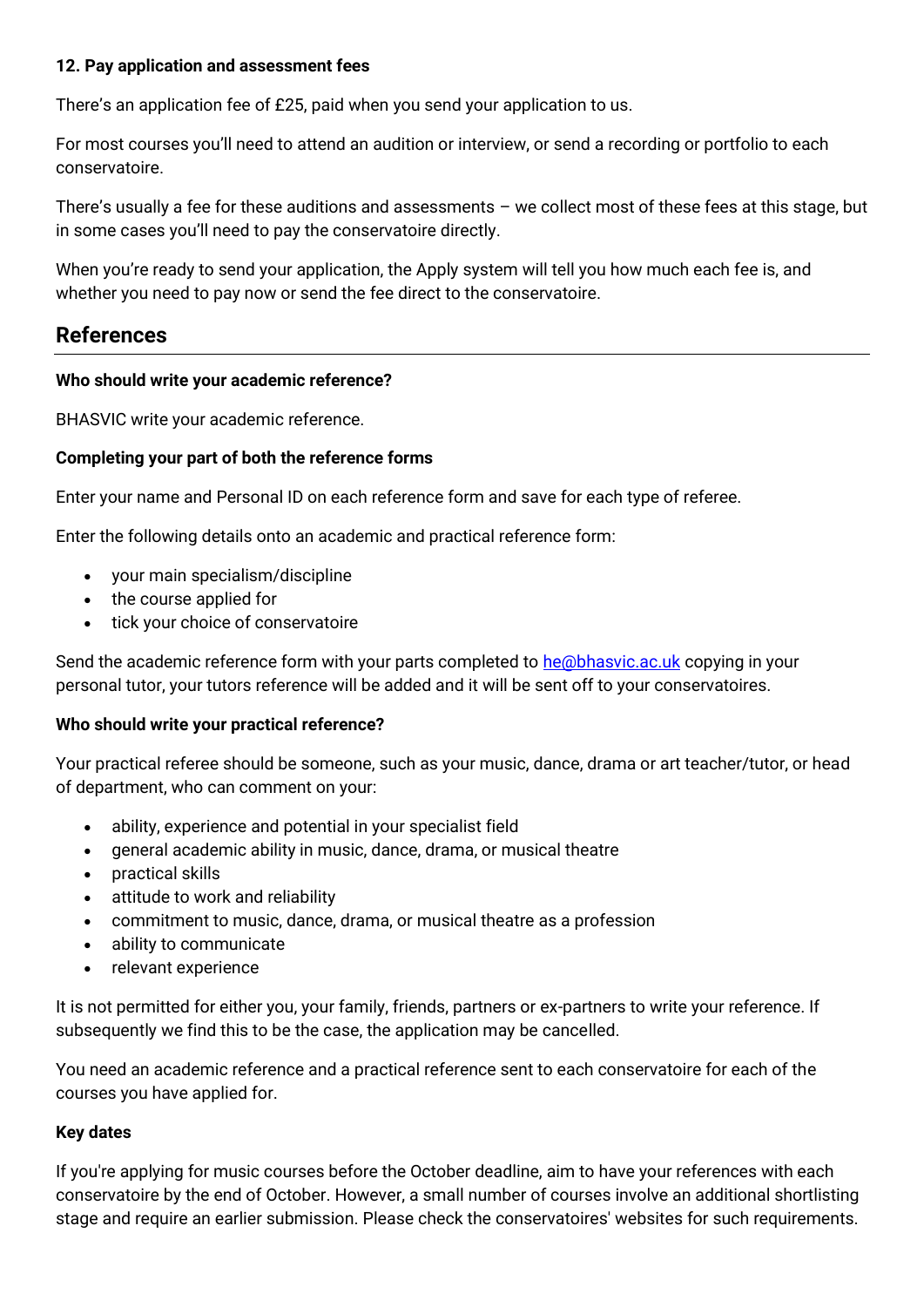**12. Pay application and assessment fees**

There's an application fee of £25, paid when you send your application to us.

For most courses you'll need to attend an audition or interview, or send a recording or portfolio to each conservatoire.

There's usually a fee for these auditions and assessments – we collect most of these fees at this stage, but in some cases you'll need to pay the conservatoire directly.

When you're ready to send your application, the Apply system will tell you how much each fee is, and whether you need to pay now or send the fee direct to the conservatoire.

## References

**Who should write your academic reference?**

BHASVIC write your academic reference.

**Completing your part of both the reference forms**

Enter your name and Personal ID on each reference form and save for each type of referee.

Enter the following details onto an academic and practical reference form:

- your main specialism/discipline
- the course applied for
- tick your choice of conservatoire

Send the academic reference form with your parts completed to [he@bhasvic.ac.uk](mailto:he@bhasvic.ac.uk) copying in your personal tutor, your tutors reference will be added and it will be sent off to your conservatoires.

**Who should write your practical reference?**

Your practical referee should be someone, such as your music, dance, drama or art teacher/tutor, or head of department, who can comment on your:

- ability, experience and potential in your specialist field
- general academic ability in music, dance, drama, or musical theatre
- practical skills
- attitude to work and reliability
- commitment to music, dance, drama, or musical theatre as a profession
- ability to communicate
- relevant experience

It is not permitted for either you, your family, friends, partners or ex-partners to write your reference. If subsequently we find this to be the case, the application may be cancelled.

You need an academic reference and a practical reference sent to each conservatoire for each of the courses you have applied for.

**Key dates**

If you're applying for music courses before the October deadline, aim to have your references with each conservatoire by the end of October. However, a small number of courses involve an additional shortlisting stage and require an earlier submission. Please check the conservatoires' websites for such requirements.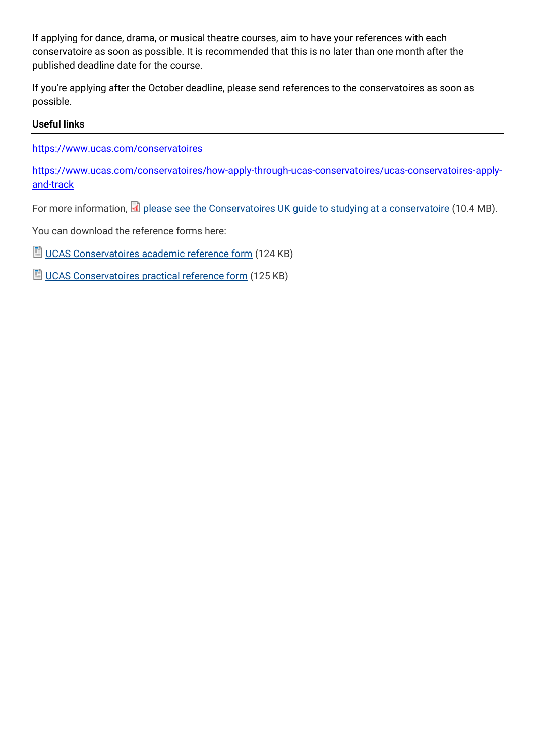If applying for dance, drama, or musical theatre courses, aim to have your references with each conservatoire as soon as possible. It is recommended that this is no later than one month after the published deadline date for the course.

If you're applying after the October deadline, please send references to the conservatoires as soon as possible.

**Useful links**

---

https://www.ucas.com/conservatoires

https://www.ucas.com/conservatoires/how-apply-through-ucas-conservatoires/ucas-conservatoires-apply-and-track

For more information, please see the Conservatoires UK guide to studying at a conservatoire (10.4 MB).

You can download the reference forms here:

UCAS Conservatoires academic reference form (124 KB)

UCAS Conservatoires practical reference form (125 KB)